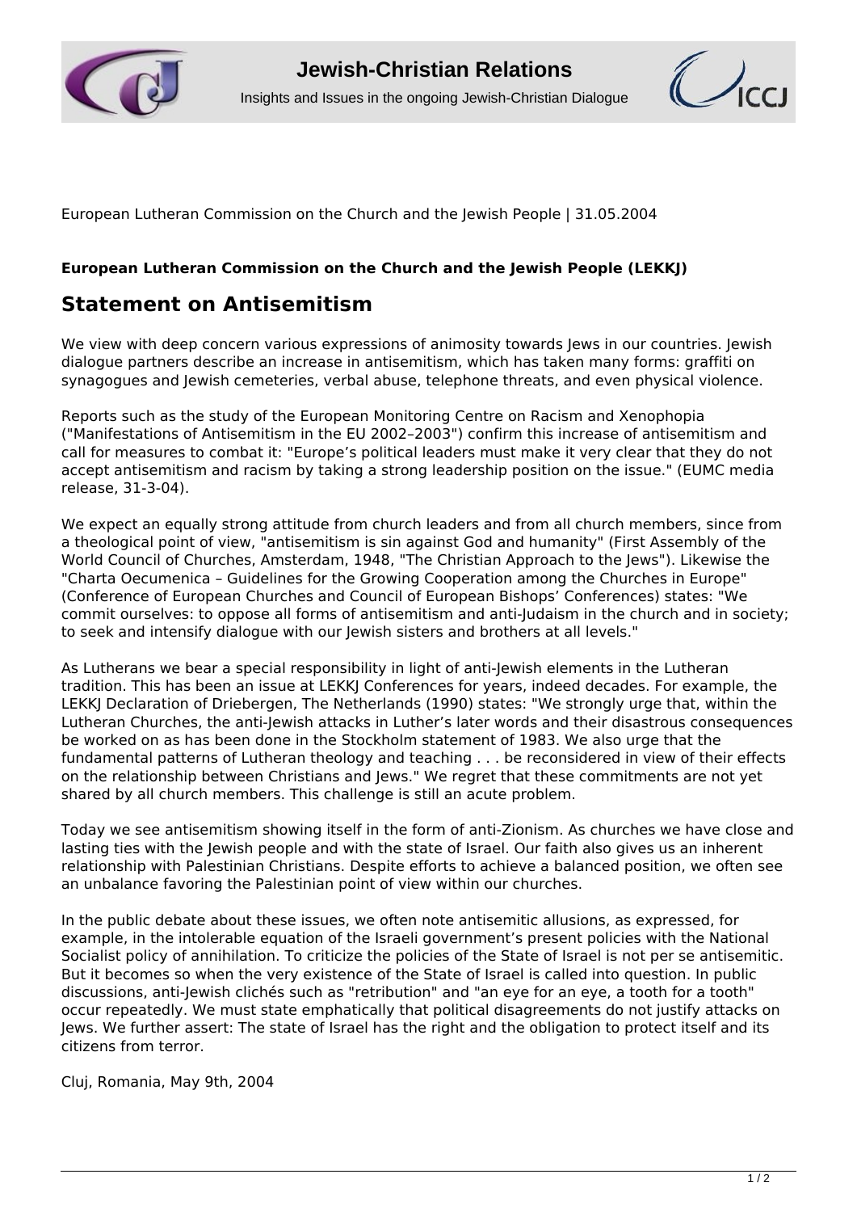European Lutheran Commission on the Church and the Jewish People | 31.05.2004

**European Lutheran Commission on the Church and the Jewish People (LEKKJ)**

## Statement on Antisemitism

We view with deep concern various expressions of animosity towards Jews in our countries. Jewish dialogue partners describe an increase in antisemitism, which has taken many forms: graffiti on synagogues and Jewish cemeteries, verbal abuse, telephone threats, and even physical violence.

Reports such as the study of the European Monitoring Centre on Racism and Xenophopia ("Manifestations of Antisemitism in the EU 2002–2003") confirm this increase of antisemitism and call for measures to combat it: "Europe's political leaders must make it very clear that they do not accept antisemitism and racism by taking a strong leadership position on the issue." (EUMC media release, 31-3-04).

We expect an equally strong attitude from church leaders and from all church members, since from a theological point of view, "antisemitism is sin against God and humanity" (First Assembly of the World Council of Churches, Amsterdam, 1948, "The Christian Approach to the Jews"). Likewise the "Charta Oecumenica – Guidelines for the Growing Cooperation among the Churches in Europe" (Conference of European Churches and Council of European Bishops' Conferences) states: "We commit ourselves: to oppose all forms of antisemitism and anti-Judaism in the church and in society; to seek and intensify dialogue with our Jewish sisters and brothers at all levels."

As Lutherans we bear a special responsibility in light of anti-Jewish elements in the Lutheran tradition. This has been an issue at LEKKJ Conferences for years, indeed decades. For example, the LEKKJ Declaration of Driebergen, The Netherlands (1990) states: "We strongly urge that, within the Lutheran Churches, the anti-Jewish attacks in Luther's later words and their disastrous consequences be worked on as has been done in the Stockholm statement of 1983. We also urge that the fundamental patterns of Lutheran theology and teaching . . . be reconsidered in view of their effects on the relationship between Christians and Jews." We regret that these commitments are not yet shared by all church members. This challenge is still an acute problem.

Today we see antisemitism showing itself in the form of anti-Zionism. As churches we have close and lasting ties with the Jewish people and with the state of Israel. Our faith also gives us an inherent relationship with Palestinian Christians. Despite efforts to achieve a balanced position, we often see an unbalance favoring the Palestinian point of view within our churches.

In the public debate about these issues, we often note antisemitic allusions, as expressed, for example, in the intolerable equation of the Israeli government's present policies with the National Socialist policy of annihilation. To criticize the policies of the State of Israel is not per se antisemitic. But it becomes so when the very existence of the State of Israel is called into question. In public discussions, anti-Jewish clichés such as "retribution" and "an eye for an eye, a tooth for a tooth" occur repeatedly. We must state emphatically that political disagreements do not justify attacks on Jews. We further assert: The state of Israel has the right and the obligation to protect itself and its citizens from terror.

Cluj, Romania, May 9th, 2004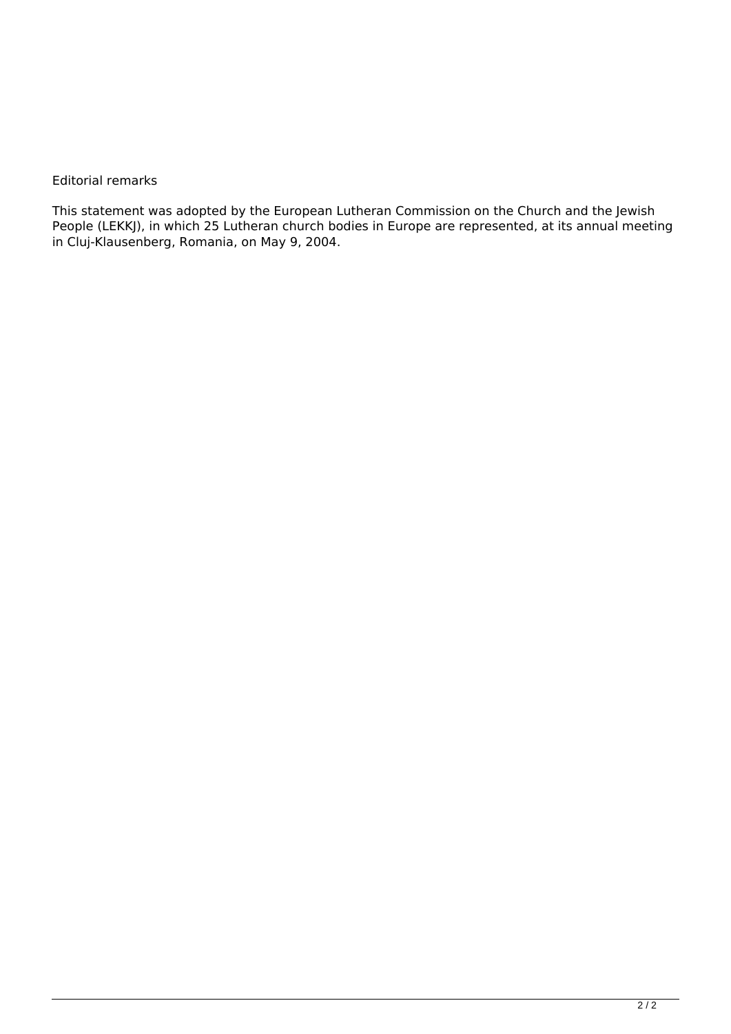Editorial remarks

This statement was adopted by the European Lutheran Commission on the Church and the Jewish People (LEKKJ), in which 25 Lutheran church bodies in Europe are represented, at its annual meeting in Cluj-Klausenberg, Romania, on May 9, 2004.